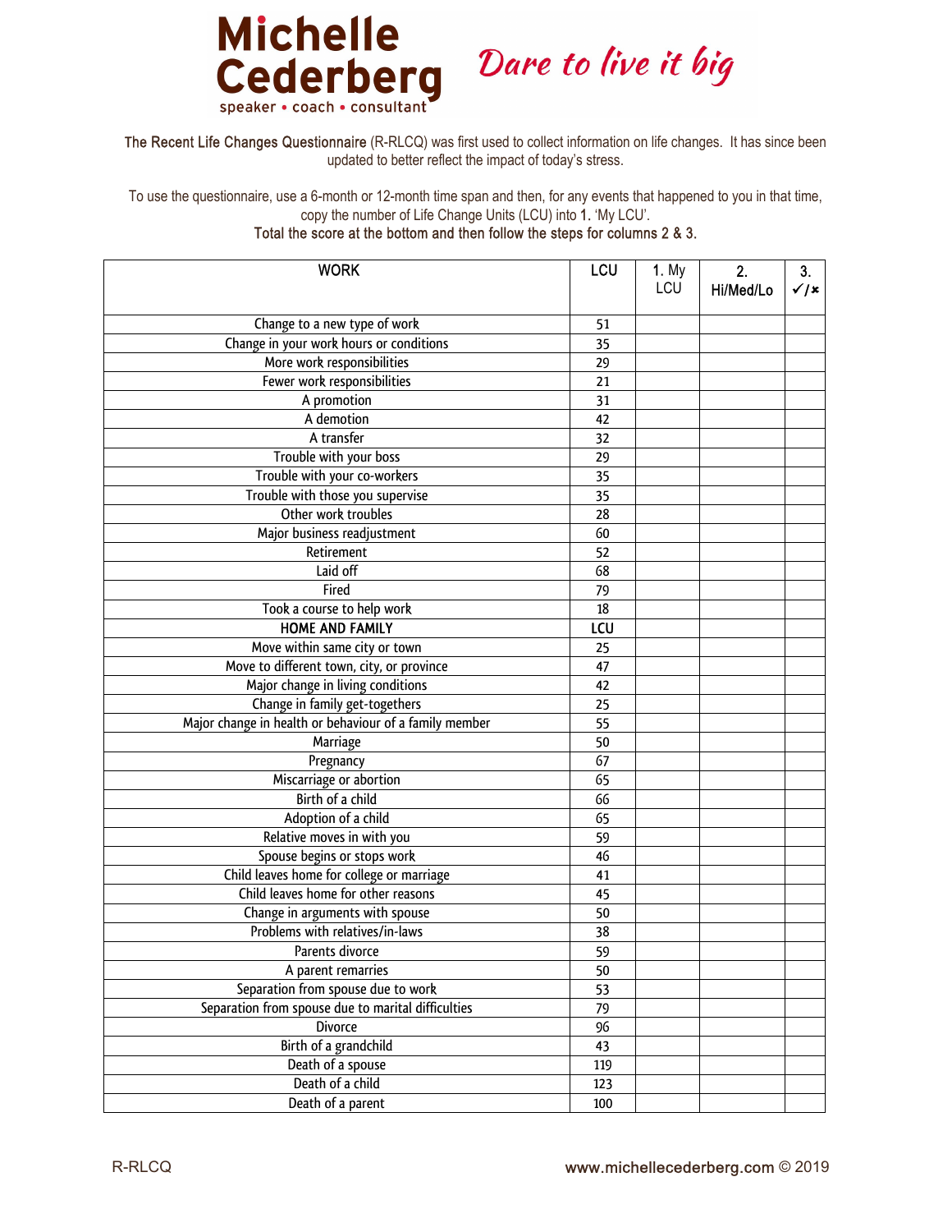# Michelle Cederberg

speaker • coach • consultant

*Dare to live it big*

The Recent Life Changes Questionnaire (R-RLCQ) was first used to collect information on life changes. It has since been updated to better reflect the impact of today's stress.

To use the questionnaire, use a 6-month or 12-month time span and then, for any events that happened to you in that time, copy the number of Life Change Units (LCU) into 1. 'My LCU'.
**Total the score at the bottom and then follow the steps for columns 2 & 3.**

| WORK | LCU | 1. My LCU | 2. Hi/Med/Lo | 3. ✓/✗ |
|---|---|---|---|---|
| Change to a new type of work | 51 | | | |
| Change in your work hours or conditions | 35 | | | |
| More work responsibilities | 29 | | | |
| Fewer work responsibilities | 21 | | | |
| A promotion | 31 | | | |
| A demotion | 42 | | | |
| A transfer | 32 | | | |
| Trouble with your boss | 29 | | | |
| Trouble with your co-workers | 35 | | | |
| Trouble with those you supervise | 35 | | | |
| Other work troubles | 28 | | | |
| Major business readjustment | 60 | | | |
| Retirement | 52 | | | |
| Laid off | 68 | | | |
| Fired | 79 | | | |
| Took a course to help work | 18 | | | |
| **HOME AND FAMILY** | **LCU** | | | |
| Move within same city or town | 25 | | | |
| Move to different town, city, or province | 47 | | | |
| Major change in living conditions | 42 | | | |
| Change in family get-togethers | 25 | | | |
| Major change in health or behaviour of a family member | 55 | | | |
| Marriage | 50 | | | |
| Pregnancy | 67 | | | |
| Miscarriage or abortion | 65 | | | |
| Birth of a child | 66 | | | |
| Adoption of a child | 65 | | | |
| Relative moves in with you | 59 | | | |
| Spouse begins or stops work | 46 | | | |
| Child leaves home for college or marriage | 41 | | | |
| Child leaves home for other reasons | 45 | | | |
| Change in arguments with spouse | 50 | | | |
| Problems with relatives/in-laws | 38 | | | |
| Parents divorce | 59 | | | |
| A parent remarries | 50 | | | |
| Separation from spouse due to work | 53 | | | |
| Separation from spouse due to marital difficulties | 79 | | | |
| Divorce | 96 | | | |
| Birth of a grandchild | 43 | | | |
| Death of a spouse | 119 | | | |
| Death of a child | 123 | | | |
| Death of a parent | 100 | | | |

R-RLCQ www.michellecederberg.com © 2019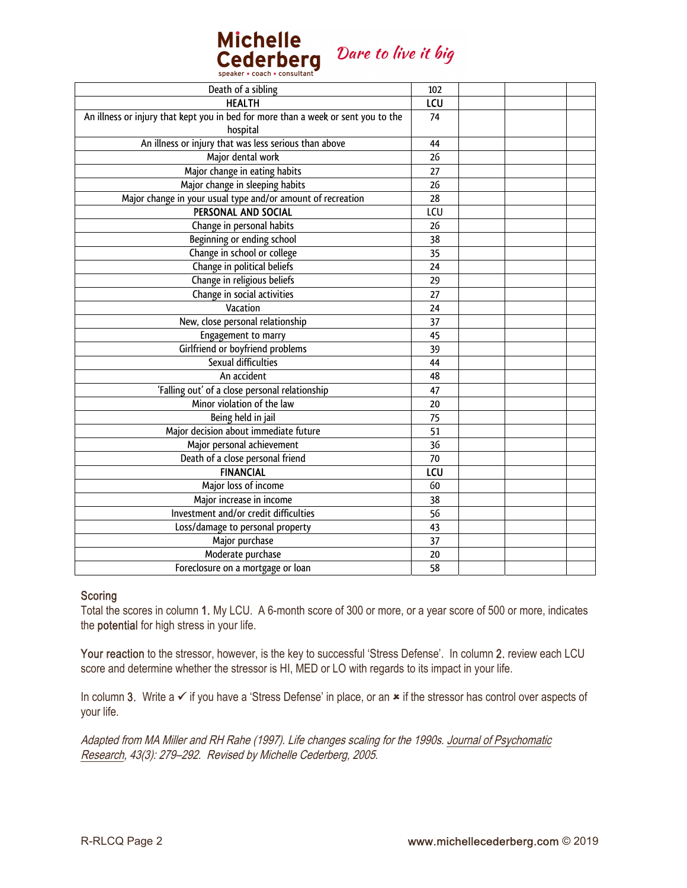| | | | | |
|---|---|---|---|---|
| Death of a sibling | 102 | | | |
| **HEALTH** | **LCU** | | | |
| An illness or injury that kept you in bed for more than a week or sent you to the hospital | 74 | | | |
| An illness or injury that was less serious than above | 44 | | | |
| Major dental work | 26 | | | |
| Major change in eating habits | 27 | | | |
| Major change in sleeping habits | 26 | | | |
| Major change in your usual type and/or amount of recreation | 28 | | | |
| **PERSONAL AND SOCIAL** | LCU | | | |
| Change in personal habits | 26 | | | |
| Beginning or ending school | 38 | | | |
| Change in school or college | 35 | | | |
| Change in political beliefs | 24 | | | |
| Change in religious beliefs | 29 | | | |
| Change in social activities | 27 | | | |
| Vacation | 24 | | | |
| New, close personal relationship | 37 | | | |
| Engagement to marry | 45 | | | |
| Girlfriend or boyfriend problems | 39 | | | |
| Sexual difficulties | 44 | | | |
| An accident | 48 | | | |
| 'Falling out' of a close personal relationship | 47 | | | |
| Minor violation of the law | 20 | | | |
| Being held in jail | 75 | | | |
| Major decision about immediate future | 51 | | | |
| Major personal achievement | 36 | | | |
| Death of a close personal friend | 70 | | | |
| **FINANCIAL** | **LCU** | | | |
| Major loss of income | 60 | | | |
| Major increase in income | 38 | | | |
| Investment and/or credit difficulties | 56 | | | |
| Loss/damage to personal property | 43 | | | |
| Major purchase | 37 | | | |
| Moderate purchase | 20 | | | |
| Foreclosure on a mortgage or loan | 58 | | | |

## Scoring

Total the scores in column **1.** My LCU. A 6-month score of 300 or more, or a year score of 500 or more, indicates the **potential** for high stress in your life.

**Your reaction** to the stressor, however, is the key to successful 'Stress Defense'. In column **2.** review each LCU score and determine whether the stressor is HI, MED or LO with regards to its impact in your life.

In column **3.** Write a ✓ if you have a 'Stress Defense' in place, or an ✖ if the stressor has control over aspects of your life.

*Adapted from MA Miller and RH Rahe (1997). Life changes scaling for the 1990s. Journal of Psychomatic Research, 43(3): 279–292. Revised by Michelle Cederberg, 2005.*